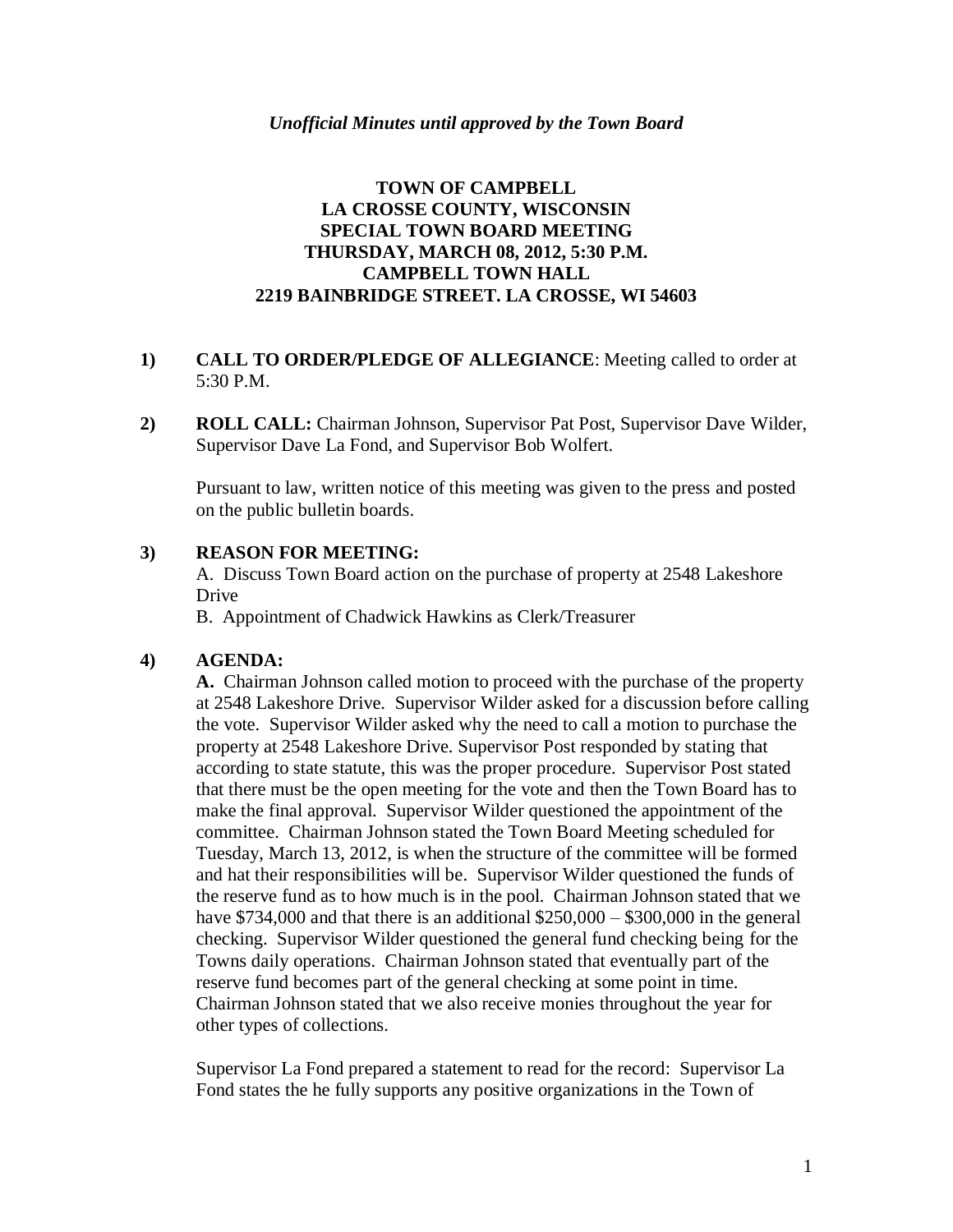*Unofficial Minutes until approved by the Town Board*

**TOWN OF CAMPBELL**
**LA CROSSE COUNTY, WISCONSIN**
**SPECIAL TOWN BOARD MEETING**
**THURSDAY, MARCH 08, 2012, 5:30 P.M.**
**CAMPBELL TOWN HALL**
**2219 BAINBRIDGE STREET. LA CROSSE, WI 54603**

**1) CALL TO ORDER/PLEDGE OF ALLEGIANCE**: Meeting called to order at 5:30 P.M.

**2) ROLL CALL:** Chairman Johnson, Supervisor Pat Post, Supervisor Dave Wilder, Supervisor Dave La Fond, and Supervisor Bob Wolfert.

Pursuant to law, written notice of this meeting was given to the press and posted on the public bulletin boards.

**3) REASON FOR MEETING:**

A. Discuss Town Board action on the purchase of property at 2548 Lakeshore Drive

B. Appointment of Chadwick Hawkins as Clerk/Treasurer

**4) AGENDA:**

**A.** Chairman Johnson called motion to proceed with the purchase of the property at 2548 Lakeshore Drive. Supervisor Wilder asked for a discussion before calling the vote. Supervisor Wilder asked why the need to call a motion to purchase the property at 2548 Lakeshore Drive. Supervisor Post responded by stating that according to state statute, this was the proper procedure. Supervisor Post stated that there must be the open meeting for the vote and then the Town Board has to make the final approval. Supervisor Wilder questioned the appointment of the committee. Chairman Johnson stated the Town Board Meeting scheduled for Tuesday, March 13, 2012, is when the structure of the committee will be formed and hat their responsibilities will be. Supervisor Wilder questioned the funds of the reserve fund as to how much is in the pool. Chairman Johnson stated that we have $734,000 and that there is an additional $250,000 – $300,000 in the general checking. Supervisor Wilder questioned the general fund checking being for the Towns daily operations. Chairman Johnson stated that eventually part of the reserve fund becomes part of the general checking at some point in time. Chairman Johnson stated that we also receive monies throughout the year for other types of collections.

Supervisor La Fond prepared a statement to read for the record: Supervisor La Fond states the he fully supports any positive organizations in the Town of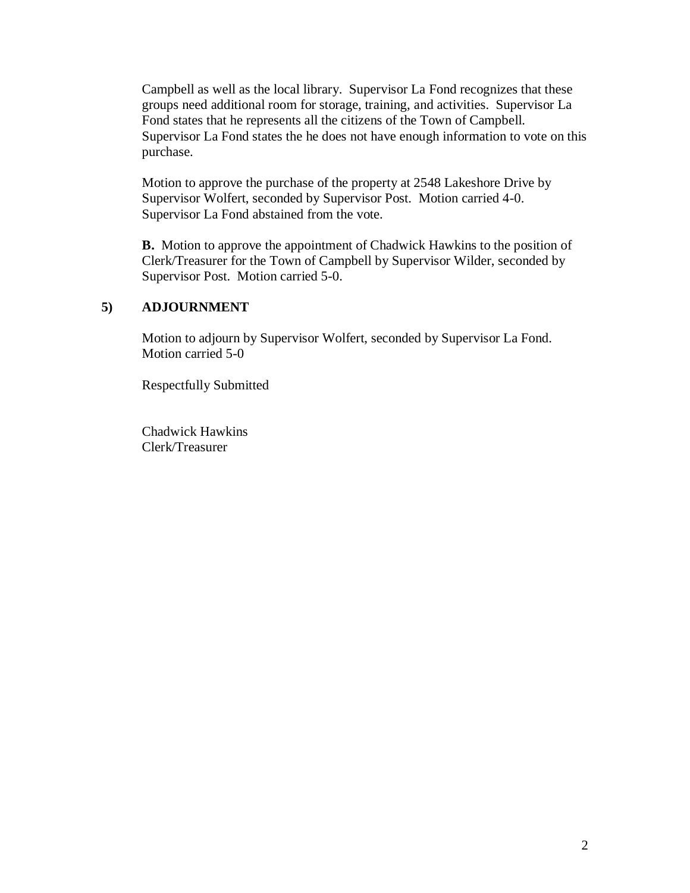Campbell as well as the local library. Supervisor La Fond recognizes that these groups need additional room for storage, training, and activities. Supervisor La Fond states that he represents all the citizens of the Town of Campbell. Supervisor La Fond states the he does not have enough information to vote on this purchase.

Motion to approve the purchase of the property at 2548 Lakeshore Drive by Supervisor Wolfert, seconded by Supervisor Post. Motion carried 4-0. Supervisor La Fond abstained from the vote.

**B.** Motion to approve the appointment of Chadwick Hawkins to the position of Clerk/Treasurer for the Town of Campbell by Supervisor Wilder, seconded by Supervisor Post. Motion carried 5-0.

## 5) ADJOURNMENT

Motion to adjourn by Supervisor Wolfert, seconded by Supervisor La Fond. Motion carried 5-0

Respectfully Submitted

Chadwick Hawkins
Clerk/Treasurer